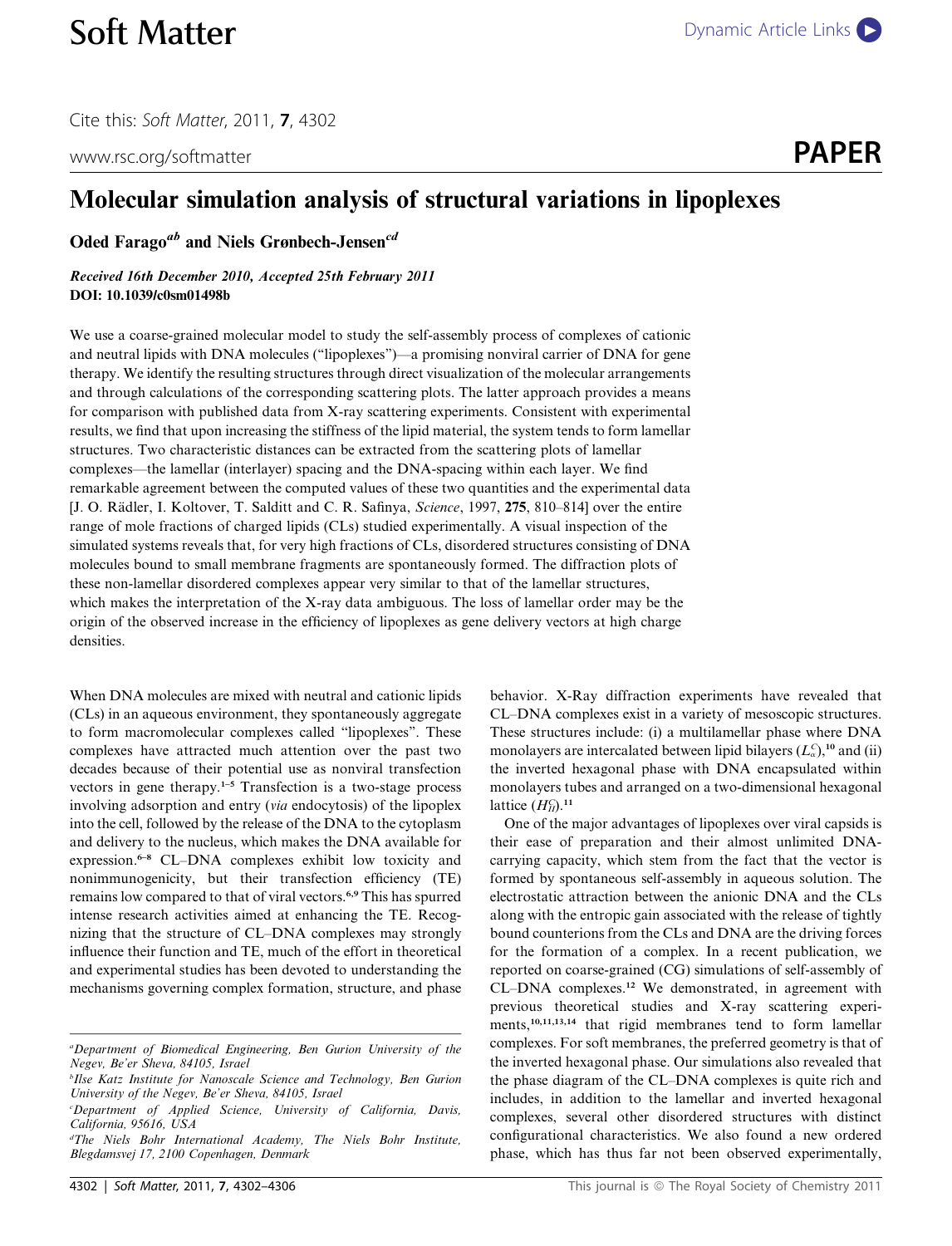# Molecular simulation analysis of structural variations in lipoplexes

**Oded Farago[ab] and Niels Grønbech-Jensen[cd]**

*Received 16th December 2010, Accepted 25th February 2011*
**DOI: 10.1039/c0sm01498b**

We use a coarse-grained molecular model to study the self-assembly process of complexes of cationic and neutral lipids with DNA molecules ("lipoplexes")—a promising nonviral carrier of DNA for gene therapy. We identify the resulting structures through direct visualization of the molecular arrangements and through calculations of the corresponding scattering plots. The latter approach provides a means for comparison with published data from X-ray scattering experiments. Consistent with experimental results, we find that upon increasing the stiffness of the lipid material, the system tends to form lamellar structures. Two characteristic distances can be extracted from the scattering plots of lamellar complexes—the lamellar (interlayer) spacing and the DNA-spacing within each layer. We find remarkable agreement between the computed values of these two quantities and the experimental data [J. O. Rädler, I. Koltover, T. Salditt and C. R. Safinya, *Science*, 1997, **275**, 810–814] over the entire range of mole fractions of charged lipids (CLs) studied experimentally. A visual inspection of the simulated systems reveals that, for very high fractions of CLs, disordered structures consisting of DNA molecules bound to small membrane fragments are spontaneously formed. The diffraction plots of these non-lamellar disordered complexes appear very similar to that of the lamellar structures, which makes the interpretation of the X-ray data ambiguous. The loss of lamellar order may be the origin of the observed increase in the efficiency of lipoplexes as gene delivery vectors at high charge densities.

When DNA molecules are mixed with neutral and cationic lipids (CLs) in an aqueous environment, they spontaneously aggregate to form macromolecular complexes called "lipoplexes". These complexes have attracted much attention over the past two decades because of their potential use as nonviral transfection vectors in gene therapy.[1–5] Transfection is a two-stage process involving adsorption and entry (*via* endocytosis) of the lipoplex into the cell, followed by the release of the DNA to the cytoplasm and delivery to the nucleus, which makes the DNA available for expression.[6–8] CL–DNA complexes exhibit low toxicity and nonimmunogenicity, but their transfection efficiency (TE) remains low compared to that of viral vectors.[6,9] This has spurred intense research activities aimed at enhancing the TE. Recognizing that the structure of CL–DNA complexes may strongly influence their function and TE, much of the effort in theoretical and experimental studies has been devoted to understanding the mechanisms governing complex formation, structure, and phase behavior. X-Ray diffraction experiments have revealed that CL–DNA complexes exist in a variety of mesoscopic structures. These structures include: (i) a multilamellar phase where DNA monolayers are intercalated between lipid bilayers ($L_\alpha^C$),[10] and (ii) the inverted hexagonal phase with DNA encapsulated within monolayers tubes and arranged on a two-dimensional hexagonal lattice ($H_{II}^C$).[11]

One of the major advantages of lipoplexes over viral capsids is their ease of preparation and their almost unlimited DNA-carrying capacity, which stem from the fact that the vector is formed by spontaneous self-assembly in aqueous solution. The electrostatic attraction between the anionic DNA and the CLs along with the entropic gain associated with the release of tightly bound counterions from the CLs and DNA are the driving forces for the formation of a complex. In a recent publication, we reported on coarse-grained (CG) simulations of self-assembly of CL–DNA complexes.[12] We demonstrated, in agreement with previous theoretical studies and X-ray scattering experiments,[10,11,13,14] that rigid membranes tend to form lamellar complexes. For soft membranes, the preferred geometry is that of the inverted hexagonal phase. Our simulations also revealed that the phase diagram of the CL–DNA complexes is quite rich and includes, in addition to the lamellar and inverted hexagonal complexes, several other disordered structures with distinct configurational characteristics. We also found a new ordered phase, which has thus far not been observed experimentally,

---

[a] Department of Biomedical Engineering, Ben Gurion University of the Negev, Be'er Sheva, 84105, Israel
[b] Ilse Katz Institute for Nanoscale Science and Technology, Ben Gurion University of the Negev, Be'er Sheva, 84105, Israel
[c] Department of Applied Science, University of California, Davis, California, 95616, USA
[d] The Niels Bohr International Academy, The Niels Bohr Institute, Blegdamsvej 17, 2100 Copenhagen, Denmark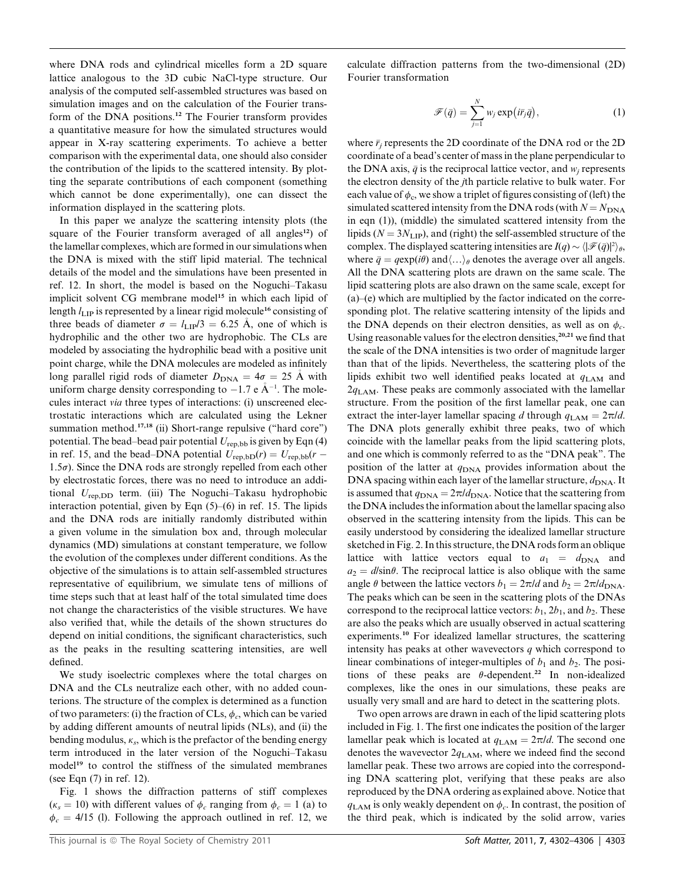where DNA rods and cylindrical micelles form a 2D square lattice analogous to the 3D cubic NaCl-type structure. Our analysis of the computed self-assembled structures was based on simulation images and on the calculation of the Fourier transform of the DNA positions.[12] The Fourier transform provides a quantitative measure for how the simulated structures would appear in X-ray scattering experiments. To achieve a better comparison with the experimental data, one should also consider the contribution of the lipids to the scattered intensity. By plotting the separate contributions of each component (something which cannot be done experimentally), one can dissect the information displayed in the scattering plots.

In this paper we analyze the scattering intensity plots (the square of the Fourier transform averaged of all angles[12]) of the lamellar complexes, which are formed in our simulations when the DNA is mixed with the stiff lipid material. The technical details of the model and the simulations have been presented in ref. 12. In short, the model is based on the Noguchi–Takasu implicit solvent CG membrane model[15] in which each lipid of length $l_{\rm LIP}$ is represented by a linear rigid molecule[16] consisting of three beads of diameter $\sigma = l_{\rm LIP}/3 = 6.25$ Å, one of which is hydrophilic and the other two are hydrophobic. The CLs are modeled by associating the hydrophilic bead with a positive unit point charge, while the DNA molecules are modeled as infinitely long parallel rigid rods of diameter $D_{\rm DNA} = 4\sigma = 25$ Å with uniform charge density corresponding to $-1.7$ e Å$^{-1}$. The molecules interact *via* three types of interactions: (i) unscreened electrostatic interactions which are calculated using the Lekner summation method.[17,18] (ii) Short-range repulsive ("hard core") potential. The bead–bead pair potential $U_{\rm rep,bb}$ is given by Eqn (4) in ref. 15, and the bead–DNA potential $U_{\rm rep,bD}(r) = U_{\rm rep,bb}(r - 1.5\sigma)$. Since the DNA rods are strongly repelled from each other by electrostatic forces, there was no need to introduce an additional $U_{\rm rep,DD}$ term. (iii) The Noguchi–Takasu hydrophobic interaction potential, given by Eqn (5)–(6) in ref. 15. The lipids and the DNA rods are initially randomly distributed within a given volume in the simulation box and, through molecular dynamics (MD) simulations at constant temperature, we follow the evolution of the complexes under different conditions. As the objective of the simulations is to attain self-assembled structures representative of equilibrium, we simulate tens of millions of time steps such that at least half of the total simulated time does not change the characteristics of the visible structures. We have also verified that, while the details of the shown structures do depend on initial conditions, the significant characteristics, such as the peaks in the resulting scattering intensities, are well defined.

We study isoelectric complexes where the total charges on DNA and the CLs neutralize each other, with no added counterions. The structure of the complex is determined as a function of two parameters: (i) the fraction of CLs, $\phi_c$, which can be varied by adding different amounts of neutral lipids (NLs), and (ii) the bending modulus, $\kappa_s$, which is the prefactor of the bending energy term introduced in the later version of the Noguchi–Takasu model[19] to control the stiffness of the simulated membranes (see Eqn (7) in ref. 12).

Fig. 1 shows the diffraction patterns of stiff complexes ($\kappa_s = 10$) with different values of $\phi_c$ ranging from $\phi_c = 1$ (a) to $\phi_c = 4/15$ (l). Following the approach outlined in ref. 12, we calculate diffraction patterns from the two-dimensional (2D) Fourier transformation

$$\mathscr{F}(\bar{q}) = \sum_{j=1}^{N} w_j \exp\left(i\bar{r}_j\bar{q}\right), \tag{1}$$

where $\bar{r}_j$ represents the 2D coordinate of the DNA rod or the 2D coordinate of a bead's center of mass in the plane perpendicular to the DNA axis, $\bar{q}$ is the reciprocal lattice vector, and $w_j$ represents the electron density of the $j$th particle relative to bulk water. For each value of $\phi_c$, we show a triplet of figures consisting of (left) the simulated scattered intensity from the DNA rods (with $N = N_{\rm DNA}$ in eqn (1)), (middle) the simulated scattered intensity from the lipids ($N = 3N_{\rm LIP}$), and (right) the self-assembled structure of the complex. The displayed scattering intensities are $I(q) \sim \langle|\mathscr{F}(\bar{q})|^2\rangle_\theta$, where $\bar{q} = q\exp(i\theta)$ and $\langle\ldots\rangle_\theta$ denotes the average over all angels. All the DNA scattering plots are drawn on the same scale. The lipid scattering plots are also drawn on the same scale, except for (a)–(e) which are multiplied by the factor indicated on the corresponding plot. The relative scattering intensity of the lipids and the DNA depends on their electron densities, as well as on $\phi_c$. Using reasonable values for the electron densities,[20,21] we find that the scale of the DNA intensities is two order of magnitude larger than that of the lipids. Nevertheless, the scattering plots of the lipids exhibit two well identified peaks located at $q_{\rm LAM}$ and $2q_{\rm LAM}$. These peaks are commonly associated with the lamellar structure. From the position of the first lamellar peak, one can extract the inter-layer lamellar spacing $d$ through $q_{\rm LAM} = 2\pi/d$. The DNA plots generally exhibit three peaks, two of which coincide with the lamellar peaks from the lipid scattering plots, and one which is commonly referred to as the "DNA peak". The position of the latter at $q_{\rm DNA}$ provides information about the DNA spacing within each layer of the lamellar structure, $d_{\rm DNA}$. It is assumed that $q_{\rm DNA} = 2\pi/d_{\rm DNA}$. Notice that the scattering from the DNA includes the information about the lamellar spacing also observed in the scattering intensity from the lipids. This can be easily understood by considering the idealized lamellar structure sketched in Fig. 2. In this structure, the DNA rods form an oblique lattice with lattice vectors equal to $a_1 = d_{\rm DNA}$ and $a_2 = d/\sin\theta$. The reciprocal lattice is also oblique with the same angle $\theta$ between the lattice vectors $b_1 = 2\pi/d$ and $b_2 = 2\pi/d_{\rm DNA}$. The peaks which can be seen in the scattering plots of the DNAs correspond to the reciprocal lattice vectors: $b_1$, $2b_1$, and $b_2$. These are also the peaks which are usually observed in actual scattering experiments.[10] For idealized lamellar structures, the scattering intensity has peaks at other wavevectors $q$ which correspond to linear combinations of integer-multiples of $b_1$ and $b_2$. The positions of these peaks are $\theta$-dependent.[22] In non-idealized complexes, like the ones in our simulations, these peaks are usually very small and are hard to detect in the scattering plots.

Two open arrows are drawn in each of the lipid scattering plots included in Fig. 1. The first one indicates the position of the larger lamellar peak which is located at $q_{\rm LAM} = 2\pi/d$. The second one denotes the wavevector $2q_{\rm LAM}$, where we indeed find the second lamellar peak. These two arrows are copied into the corresponding DNA scattering plot, verifying that these peaks are also reproduced by the DNA ordering as explained above. Notice that $q_{\rm LAM}$ is only weakly dependent on $\phi_c$. In contrast, the position of the third peak, which is indicated by the solid arrow, varies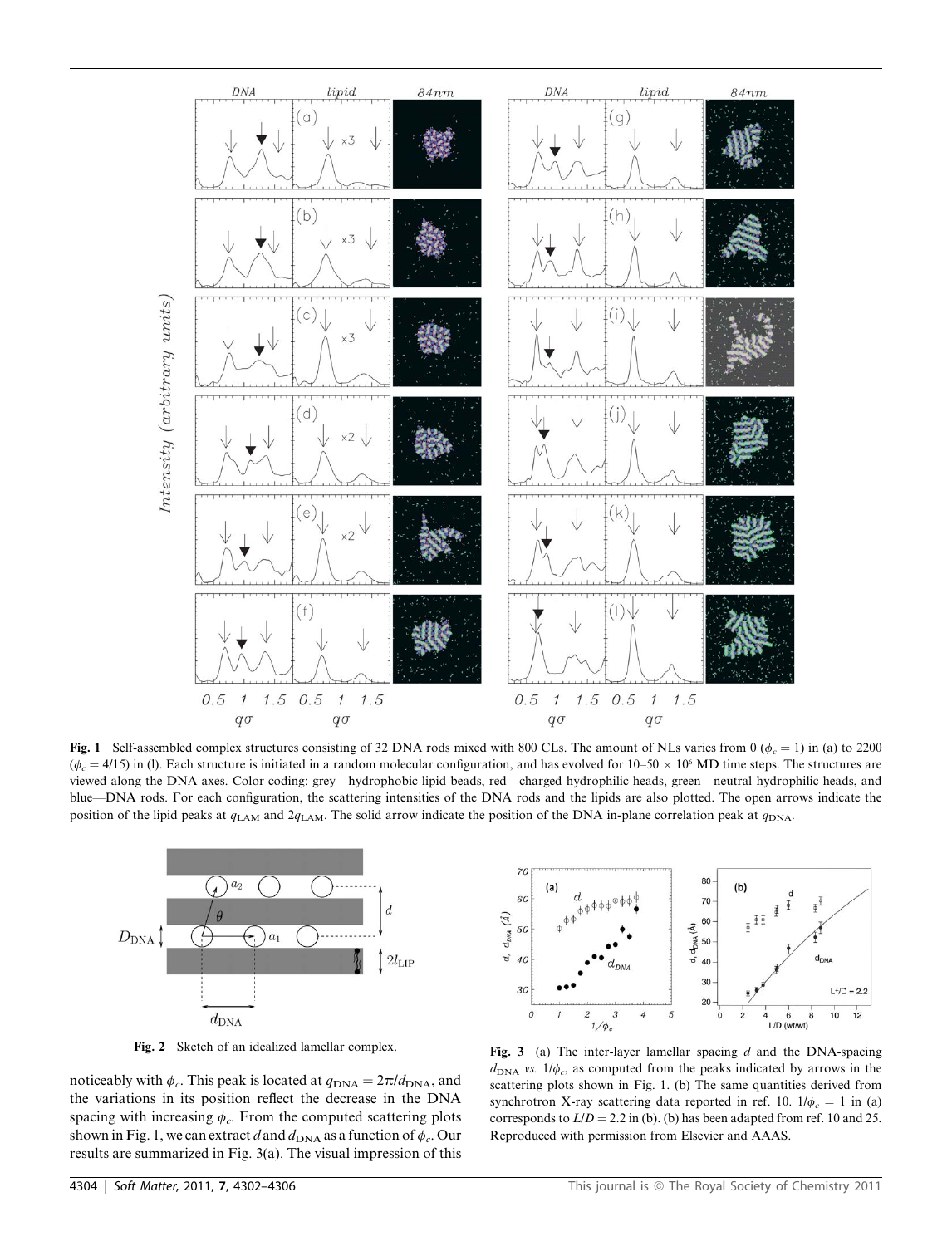**Fig. 1** Self-assembled complex structures consisting of 32 DNA rods mixed with 800 CLs. The amount of NLs varies from 0 ($\phi_c = 1$) in (a) to 2200 ($\phi_c = 4/15$) in (l). Each structure is initiated in a random molecular configuration, and has evolved for 10–50 × $10^6$ MD time steps. The structures are viewed along the DNA axes. Color coding: grey—hydrophobic lipid beads, red—charged hydrophilic heads, green—neutral hydrophilic heads, and blue—DNA rods. For each configuration, the scattering intensities of the DNA rods and the lipids are also plotted. The open arrows indicate the position of the lipid peaks at $q_{\mathrm{LAM}}$ and $2q_{\mathrm{LAM}}$. The solid arrow indicate the position of the DNA in-plane correlation peak at $q_{\mathrm{DNA}}$.

**Fig. 2** Sketch of an idealized lamellar complex.

noticeably with $\phi_c$. This peak is located at $q_{\mathrm{DNA}} = 2\pi/d_{\mathrm{DNA}}$, and the variations in its position reflect the decrease in the DNA spacing with increasing $\phi_c$. From the computed scattering plots shown in Fig. 1, we can extract $d$ and $d_{\mathrm{DNA}}$ as a function of $\phi_c$. Our results are summarized in Fig. 3(a). The visual impression of this

**Fig. 3** (a) The inter-layer lamellar spacing $d$ and the DNA-spacing $d_{\mathrm{DNA}}$ *vs.* $1/\phi_c$, as computed from the peaks indicated by arrows in the scattering plots shown in Fig. 1. (b) The same quantities derived from synchrotron X-ray scattering data reported in ref. 10. $1/\phi_c = 1$ in (a) corresponds to $L/D = 2.2$ in (b). (b) has been adapted from ref. 10 and 25. Reproduced with permission from Elsevier and AAAS.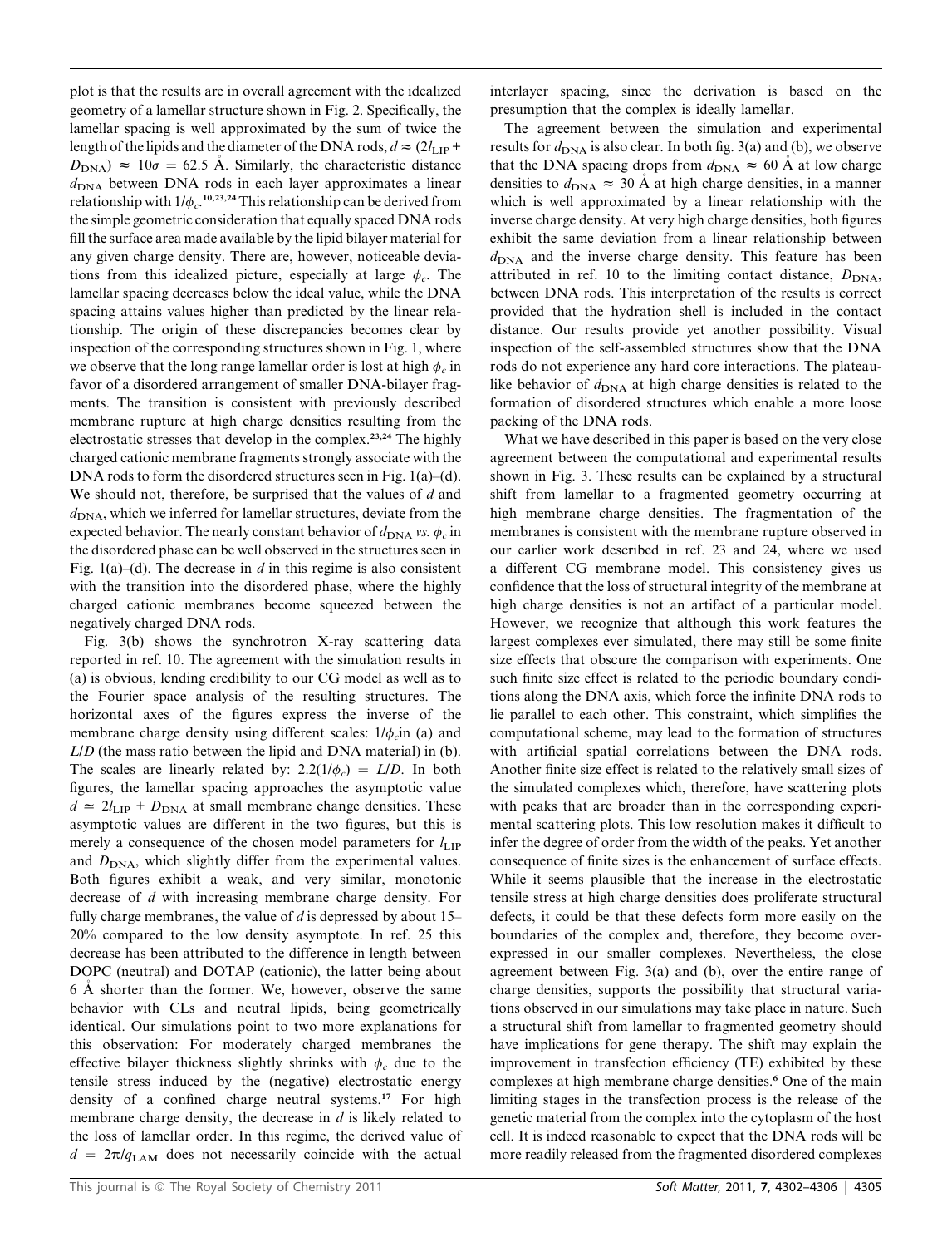plot is that the results are in overall agreement with the idealized geometry of a lamellar structure shown in Fig. 2. Specifically, the lamellar spacing is well approximated by the sum of twice the length of the lipids and the diameter of the DNA rods, $d \approx (2l_{\rm LIP} + D_{\rm DNA}) \approx 10\sigma = 62.5$ Å. Similarly, the characteristic distance $d_{\rm DNA}$ between DNA rods in each layer approximates a linear relationship with $1/\phi_c$.[10,23,24] This relationship can be derived from the simple geometric consideration that equally spaced DNA rods fill the surface area made available by the lipid bilayer material for any given charge density. There are, however, noticeable deviations from this idealized picture, especially at large $\phi_c$. The lamellar spacing decreases below the ideal value, while the DNA spacing attains values higher than predicted by the linear relationship. The origin of these discrepancies becomes clear by inspection of the corresponding structures shown in Fig. 1, where we observe that the long range lamellar order is lost at high $\phi_c$ in favor of a disordered arrangement of smaller DNA-bilayer fragments. The transition is consistent with previously described membrane rupture at high charge densities resulting from the electrostatic stresses that develop in the complex.[23,24] The highly charged cationic membrane fragments strongly associate with the DNA rods to form the disordered structures seen in Fig. 1(a)–(d). We should not, therefore, be surprised that the values of $d$ and $d_{\rm DNA}$, which we inferred for lamellar structures, deviate from the expected behavior. The nearly constant behavior of $d_{\rm DNA}$ *vs.* $\phi_c$ in the disordered phase can be well observed in the structures seen in Fig. 1(a)–(d). The decrease in $d$ in this regime is also consistent with the transition into the disordered phase, where the highly charged cationic membranes become squeezed between the negatively charged DNA rods.

Fig. 3(b) shows the synchrotron X-ray scattering data reported in ref. 10. The agreement with the simulation results in (a) is obvious, lending credibility to our CG model as well as to the Fourier space analysis of the resulting structures. The horizontal axes of the figures express the inverse of the membrane charge density using different scales: $1/\phi_c$in (a) and $L/D$ (the mass ratio between the lipid and DNA material) in (b). The scales are linearly related by: $2.2(1/\phi_c) = L/D$. In both figures, the lamellar spacing approaches the asymptotic value $d \simeq 2l_{\rm LIP} + D_{\rm DNA}$ at small membrane change densities. These asymptotic values are different in the two figures, but this is merely a consequence of the chosen model parameters for $l_{\rm LIP}$ and $D_{\rm DNA}$, which slightly differ from the experimental values. Both figures exhibit a weak, and very similar, monotonic decrease of $d$ with increasing membrane charge density. For fully charge membranes, the value of $d$ is depressed by about 15–20% compared to the low density asymptote. In ref. 25 this decrease has been attributed to the difference in length between DOPC (neutral) and DOTAP (cationic), the latter being about 6 Å shorter than the former. We, however, observe the same behavior with CLs and neutral lipids, being geometrically identical. Our simulations point to two more explanations for this observation: For moderately charged membranes the effective bilayer thickness slightly shrinks with $\phi_c$ due to the tensile stress induced by the (negative) electrostatic energy density of a confined charge neutral systems.[17] For high membrane charge density, the decrease in $d$ is likely related to the loss of lamellar order. In this regime, the derived value of $d = 2\pi/q_{\rm LAM}$ does not necessarily coincide with the actual interlayer spacing, since the derivation is based on the presumption that the complex is ideally lamellar.

The agreement between the simulation and experimental results for $d_{\rm DNA}$ is also clear. In both fig. 3(a) and (b), we observe that the DNA spacing drops from $d_{\rm DNA} \approx 60$ Å at low charge densities to $d_{\rm DNA} \approx 30$ Å at high charge densities, in a manner which is well approximated by a linear relationship with the inverse charge density. At very high charge densities, both figures exhibit the same deviation from a linear relationship between $d_{\rm DNA}$ and the inverse charge density. This feature has been attributed in ref. 10 to the limiting contact distance, $D_{\rm DNA}$, between DNA rods. This interpretation of the results is correct provided that the hydration shell is included in the contact distance. Our results provide yet another possibility. Visual inspection of the self-assembled structures show that the DNA rods do not experience any hard core interactions. The plateau-like behavior of $d_{\rm DNA}$ at high charge densities is related to the formation of disordered structures which enable a more loose packing of the DNA rods.

What we have described in this paper is based on the very close agreement between the computational and experimental results shown in Fig. 3. These results can be explained by a structural shift from lamellar to a fragmented geometry occurring at high membrane charge densities. The fragmentation of the membranes is consistent with the membrane rupture observed in our earlier work described in ref. 23 and 24, where we used a different CG membrane model. This consistency gives us confidence that the loss of structural integrity of the membrane at high charge densities is not an artifact of a particular model. However, we recognize that although this work features the largest complexes ever simulated, there may still be some finite size effects that obscure the comparison with experiments. One such finite size effect is related to the periodic boundary conditions along the DNA axis, which force the infinite DNA rods to lie parallel to each other. This constraint, which simplifies the computational scheme, may lead to the formation of structures with artificial spatial correlations between the DNA rods. Another finite size effect is related to the relatively small sizes of the simulated complexes which, therefore, have scattering plots with peaks that are broader than in the corresponding experimental scattering plots. This low resolution makes it difficult to infer the degree of order from the width of the peaks. Yet another consequence of finite sizes is the enhancement of surface effects. While it seems plausible that the increase in the electrostatic tensile stress at high charge densities does proliferate structural defects, it could be that these defects form more easily on the boundaries of the complex and, therefore, they become over-expressed in our smaller complexes. Nevertheless, the close agreement between Fig. 3(a) and (b), over the entire range of charge densities, supports the possibility that structural variations observed in our simulations may take place in nature. Such a structural shift from lamellar to fragmented geometry should have implications for gene therapy. The shift may explain the improvement in transfection efficiency (TE) exhibited by these complexes at high membrane charge densities.[6] One of the main limiting stages in the transfection process is the release of the genetic material from the complex into the cytoplasm of the host cell. It is indeed reasonable to expect that the DNA rods will be more readily released from the fragmented disordered complexes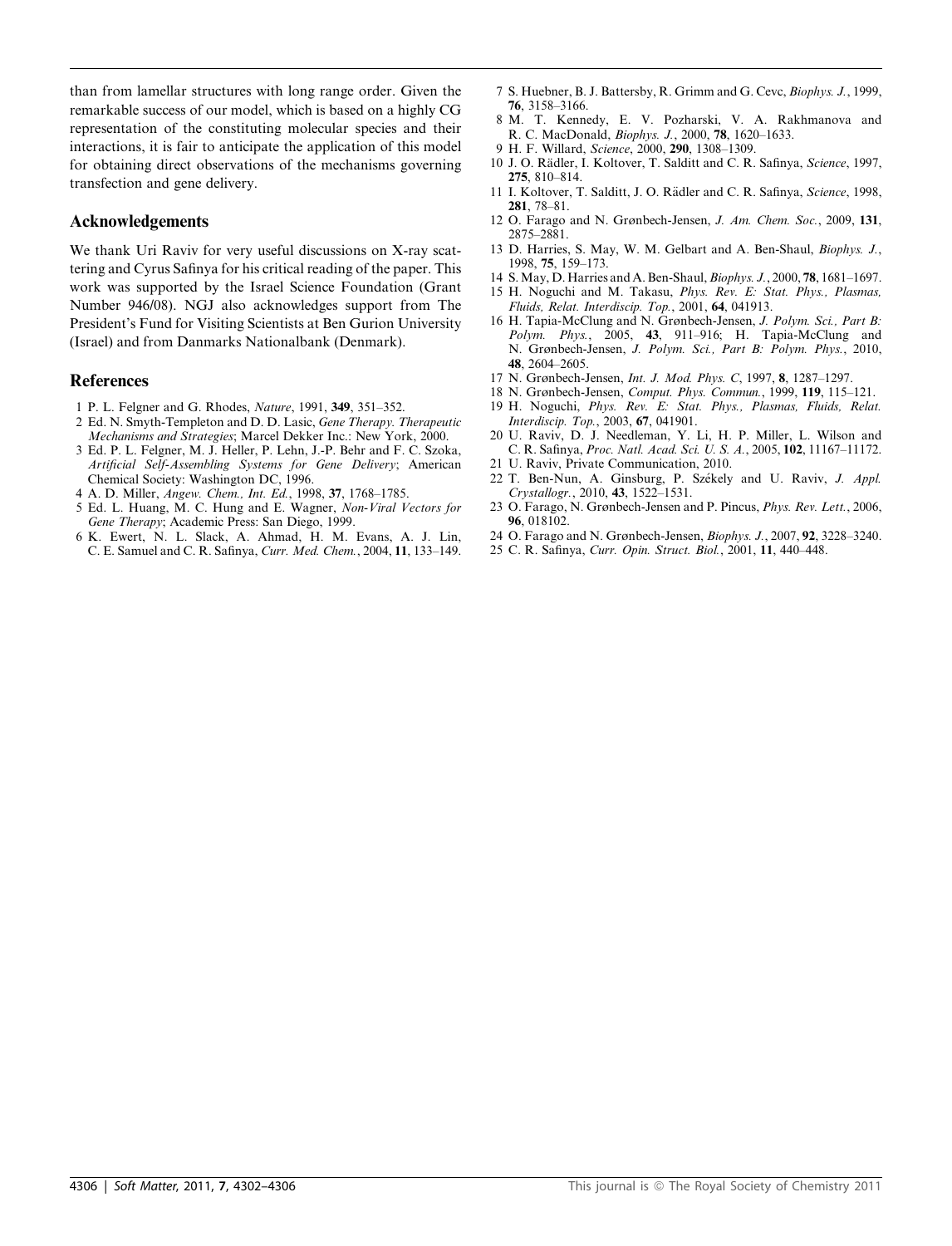than from lamellar structures with long range order. Given the remarkable success of our model, which is based on a highly CG representation of the constituting molecular species and their interactions, it is fair to anticipate the application of this model for obtaining direct observations of the mechanisms governing transfection and gene delivery.

## Acknowledgements

We thank Uri Raviv for very useful discussions on X-ray scattering and Cyrus Safinya for his critical reading of the paper. This work was supported by the Israel Science Foundation (Grant Number 946/08). NGJ also acknowledges support from The President's Fund for Visiting Scientists at Ben Gurion University (Israel) and from Danmarks Nationalbank (Denmark).

## References

1 P. L. Felgner and G. Rhodes, *Nature*, 1991, **349**, 351–352.
2 Ed. N. Smyth-Templeton and D. D. Lasic, *Gene Therapy. Therapeutic Mechanisms and Strategies*; Marcel Dekker Inc.: New York, 2000.
3 Ed. P. L. Felgner, M. J. Heller, P. Lehn, J.-P. Behr and F. C. Szoka, *Artificial Self-Assembling Systems for Gene Delivery*; American Chemical Society: Washington DC, 1996.
4 A. D. Miller, *Angew. Chem., Int. Ed.*, 1998, **37**, 1768–1785.
5 Ed. L. Huang, M. C. Hung and E. Wagner, *Non-Viral Vectors for Gene Therapy*; Academic Press: San Diego, 1999.
6 K. Ewert, N. L. Slack, A. Ahmad, H. M. Evans, A. J. Lin, C. E. Samuel and C. R. Safinya, *Curr. Med. Chem.*, 2004, **11**, 133–149.
7 S. Huebner, B. J. Battersby, R. Grimm and G. Cevc, *Biophys. J.*, 1999, **76**, 3158–3166.
8 M. T. Kennedy, E. V. Pozharski, V. A. Rakhmanova and R. C. MacDonald, *Biophys. J.*, 2000, **78**, 1620–1633.
9 H. F. Willard, *Science*, 2000, **290**, 1308–1309.
10 J. O. Rädler, I. Koltover, T. Salditt and C. R. Safinya, *Science*, 1997, **275**, 810–814.
11 I. Koltover, T. Salditt, J. O. Rädler and C. R. Safinya, *Science*, 1998, **281**, 78–81.
12 O. Farago and N. Grønbech-Jensen, *J. Am. Chem. Soc.*, 2009, **131**, 2875–2881.
13 D. Harries, S. May, W. M. Gelbart and A. Ben-Shaul, *Biophys. J.*, 1998, **75**, 159–173.
14 S. May, D. Harries and A. Ben-Shaul, *Biophys. J.*, 2000, **78**, 1681–1697.
15 H. Noguchi and M. Takasu, *Phys. Rev. E: Stat. Phys., Plasmas, Fluids, Relat. Interdiscip. Top.*, 2001, **64**, 041913.
16 H. Tapia-McClung and N. Grønbech-Jensen, *J. Polym. Sci., Part B: Polym. Phys.*, 2005, **43**, 911–916; H. Tapia-McClung and N. Grønbech-Jensen, *J. Polym. Sci., Part B: Polym. Phys.*, 2010, **48**, 2604–2605.
17 N. Grønbech-Jensen, *Int. J. Mod. Phys. C*, 1997, **8**, 1287–1297.
18 N. Grønbech-Jensen, *Comput. Phys. Commun.*, 1999, **119**, 115–121.
19 H. Noguchi, *Phys. Rev. E: Stat. Phys., Plasmas, Fluids, Relat. Interdiscip. Top.*, 2003, **67**, 041901.
20 U. Raviv, D. J. Needleman, Y. Li, H. P. Miller, L. Wilson and C. R. Safinya, *Proc. Natl. Acad. Sci. U. S. A.*, 2005, **102**, 11167–11172.
21 U. Raviv, Private Communication, 2010.
22 T. Ben-Nun, A. Ginsburg, P. Székely and U. Raviv, *J. Appl. Crystallogr.*, 2010, **43**, 1522–1531.
23 O. Farago, N. Grønbech-Jensen and P. Pincus, *Phys. Rev. Lett.*, 2006, **96**, 018102.
24 O. Farago and N. Grønbech-Jensen, *Biophys. J.*, 2007, **92**, 3228–3240.
25 C. R. Safinya, *Curr. Opin. Struct. Biol.*, 2001, **11**, 440–448.